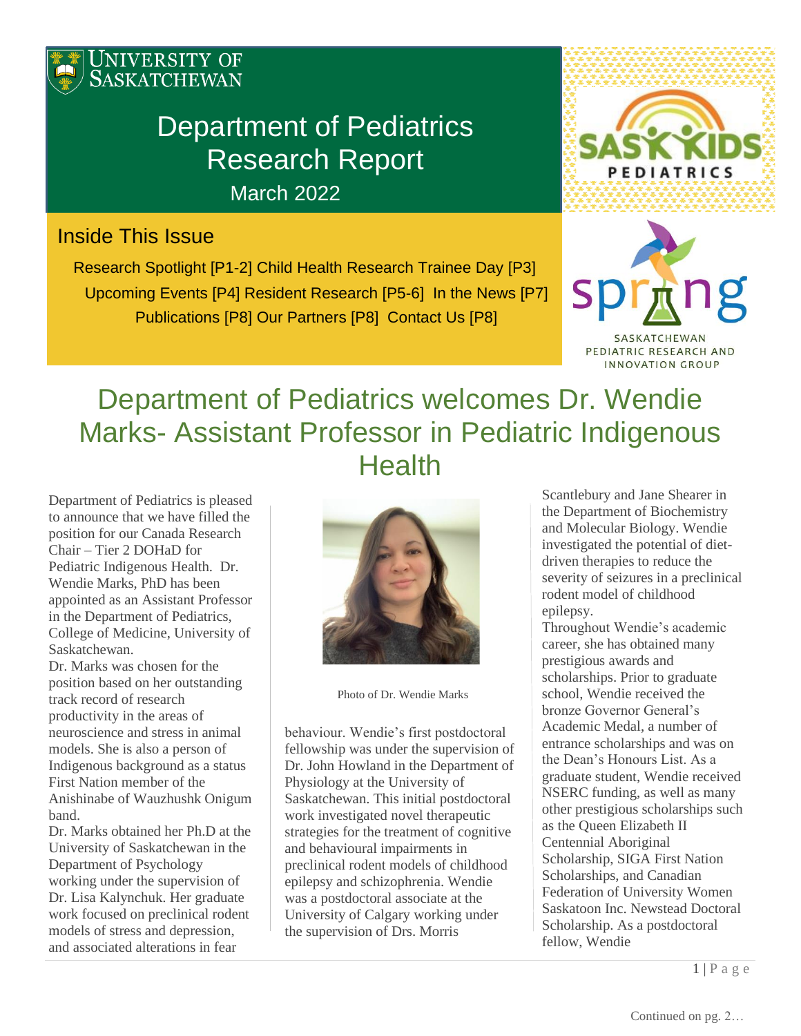University of Saskatchewan

# Department of Pediatrics Research Report

March 2022

SASKIDS PEDIATRICS

spring — SASKATCHEWAN PEDIATRIC RESEARCH AND INNOVATION GROUP

## Inside This Issue

Research Spotlight [P1-2] Child Health Research Trainee Day [P3] Upcoming Events [P4] Resident Research [P5-6] In the News [P7] Publications [P8] Our Partners [P8] Contact Us [P8]

# Department of Pediatrics welcomes Dr. Wendie Marks- Assistant Professor in Pediatric Indigenous Health

Department of Pediatrics is pleased to announce that we have filled the position for our Canada Research Chair – Tier 2 DOHaD for Pediatric Indigenous Health. Dr. Wendie Marks, PhD has been appointed as an Assistant Professor in the Department of Pediatrics, College of Medicine, University of Saskatchewan.

Dr. Marks was chosen for the position based on her outstanding track record of research productivity in the areas of neuroscience and stress in animal models. She is also a person of Indigenous background as a status First Nation member of the Anishinabe of Wauzhushk Onigum band.

Dr. Marks obtained her Ph.D at the University of Saskatchewan in the Department of Psychology working under the supervision of Dr. Lisa Kalynchuk. Her graduate work focused on preclinical rodent models of stress and depression, and associated alterations in fear behaviour. Wendie's first postdoctoral fellowship was under the supervision of Dr. John Howland in the Department of Physiology at the University of Saskatchewan. This initial postdoctoral work investigated novel therapeutic strategies for the treatment of cognitive and behavioural impairments in preclinical rodent models of childhood epilepsy and schizophrenia. Wendie was a postdoctoral associate at the University of Calgary working under the supervision of Drs. Morris Scantlebury and Jane Shearer in the Department of Biochemistry and Molecular Biology. Wendie investigated the potential of diet-driven therapies to reduce the severity of seizures in a preclinical rodent model of childhood epilepsy.

Photo of Dr. Wendie Marks

Throughout Wendie's academic career, she has obtained many prestigious awards and scholarships. Prior to graduate school, Wendie received the bronze Governor General's Academic Medal, a number of entrance scholarships and was on the Dean's Honours List. As a graduate student, Wendie received NSERC funding, as well as many other prestigious scholarships such as the Queen Elizabeth II Centennial Aboriginal Scholarship, SIGA First Nation Scholarships, and Canadian Federation of University Women Saskatoon Inc. Newstead Doctoral Scholarship. As a postdoctoral fellow, Wendie

Continued on pg. 2…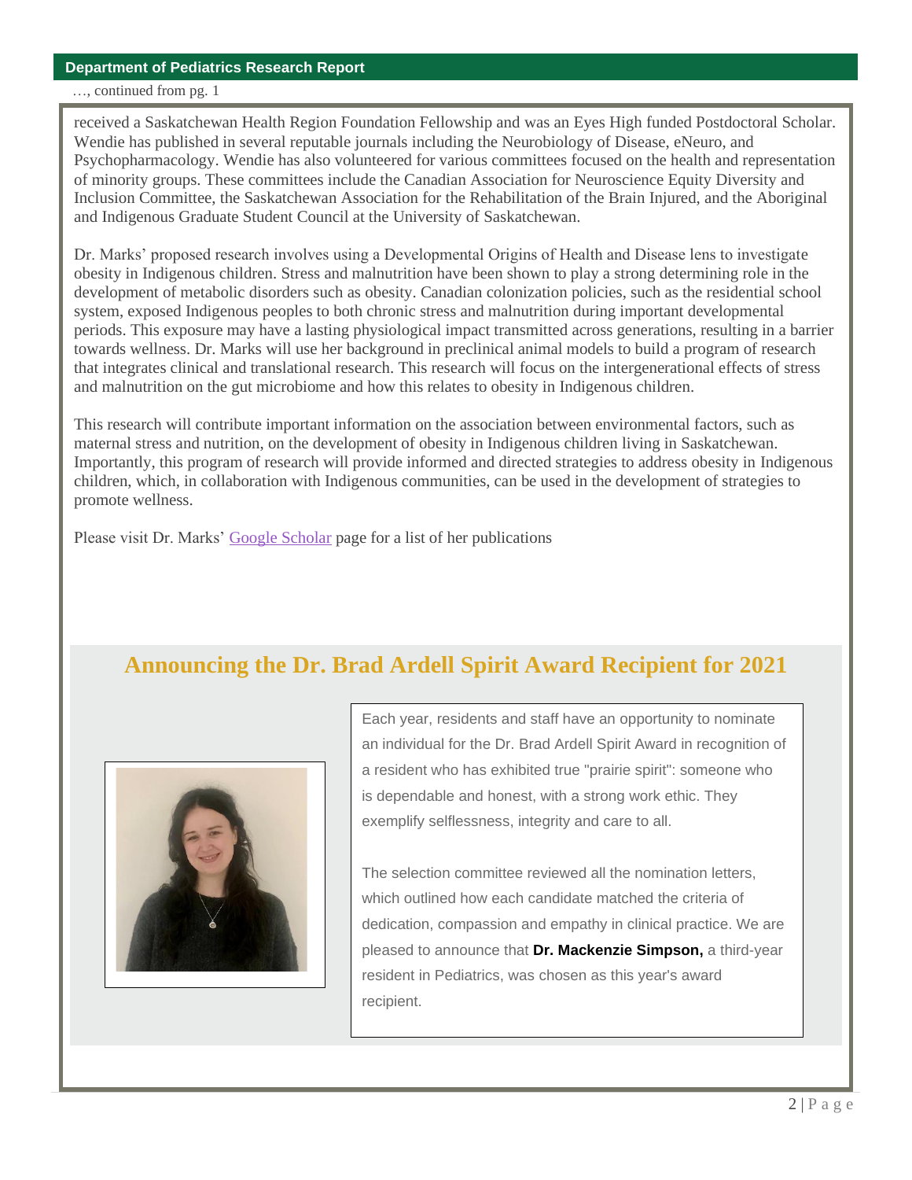…, continued from pg. 1

received a Saskatchewan Health Region Foundation Fellowship and was an Eyes High funded Postdoctoral Scholar. Wendie has published in several reputable journals including the Neurobiology of Disease, eNeuro, and Psychopharmacology. Wendie has also volunteered for various committees focused on the health and representation of minority groups. These committees include the Canadian Association for Neuroscience Equity Diversity and Inclusion Committee, the Saskatchewan Association for the Rehabilitation of the Brain Injured, and the Aboriginal and Indigenous Graduate Student Council at the University of Saskatchewan.

Dr. Marks' proposed research involves using a Developmental Origins of Health and Disease lens to investigate obesity in Indigenous children. Stress and malnutrition have been shown to play a strong determining role in the development of metabolic disorders such as obesity. Canadian colonization policies, such as the residential school system, exposed Indigenous peoples to both chronic stress and malnutrition during important developmental periods. This exposure may have a lasting physiological impact transmitted across generations, resulting in a barrier towards wellness. Dr. Marks will use her background in preclinical animal models to build a program of research that integrates clinical and translational research. This research will focus on the intergenerational effects of stress and malnutrition on the gut microbiome and how this relates to obesity in Indigenous children.

This research will contribute important information on the association between environmental factors, such as maternal stress and nutrition, on the development of obesity in Indigenous children living in Saskatchewan. Importantly, this program of research will provide informed and directed strategies to address obesity in Indigenous children, which, in collaboration with Indigenous communities, can be used in the development of strategies to promote wellness.

Please visit Dr. Marks' Google Scholar page for a list of her publications

## Announcing the Dr. Brad Ardell Spirit Award Recipient for 2021

Each year, residents and staff have an opportunity to nominate an individual for the Dr. Brad Ardell Spirit Award in recognition of a resident who has exhibited true "prairie spirit": someone who is dependable and honest, with a strong work ethic. They exemplify selflessness, integrity and care to all.

The selection committee reviewed all the nomination letters, which outlined how each candidate matched the criteria of dedication, compassion and empathy in clinical practice. We are pleased to announce that **Dr. Mackenzie Simpson,** a third-year resident in Pediatrics, was chosen as this year's award recipient.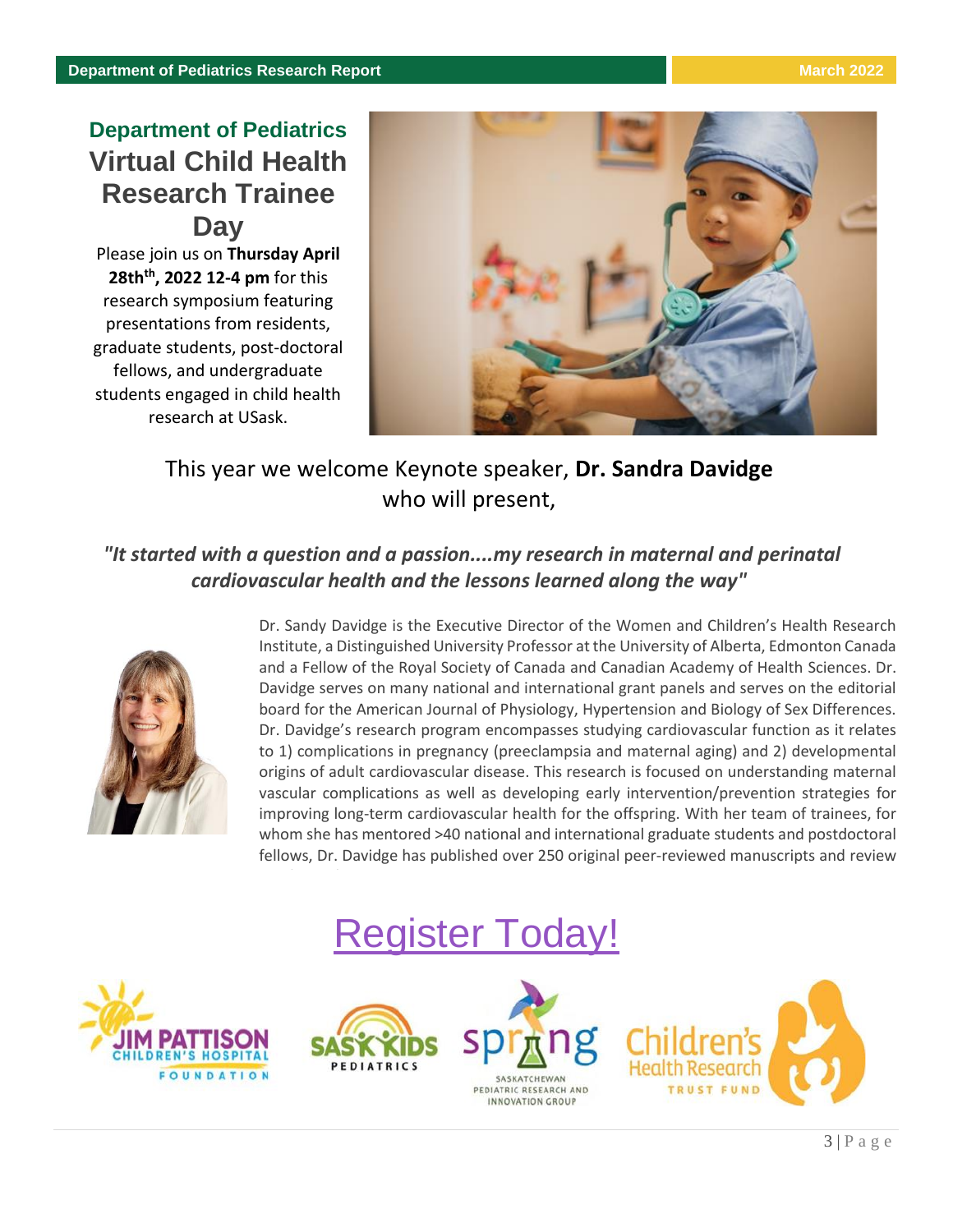## Department of Pediatrics

# Virtual Child Health Research Trainee Day

Please join us on **Thursday April 28th[th], 2022 12-4 pm** for this research symposium featuring presentations from residents, graduate students, post-doctoral fellows, and undergraduate students engaged in child health research at USask.

This year we welcome Keynote speaker, **Dr. Sandra Davidge** who will present,

***"It started with a question and a passion....my research in maternal and perinatal cardiovascular health and the lessons learned along the way"***

Dr. Sandy Davidge is the Executive Director of the Women and Children's Health Research Institute, a Distinguished University Professor at the University of Alberta, Edmonton Canada and a Fellow of the Royal Society of Canada and Canadian Academy of Health Sciences. Dr. Davidge serves on many national and international grant panels and serves on the editorial board for the American Journal of Physiology, Hypertension and Biology of Sex Differences. Dr. Davidge's research program encompasses studying cardiovascular function as it relates to 1) complications in pregnancy (preeclampsia and maternal aging) and 2) developmental origins of adult cardiovascular disease. This research is focused on understanding maternal vascular complications as well as developing early intervention/prevention strategies for improving long-term cardiovascular health for the offspring. With her team of trainees, for whom she has mentored >40 national and international graduate students and postdoctoral fellows, Dr. Davidge has published over 250 original peer-reviewed manuscripts and review

## Register Today!

JIM PATTISON CHILDREN'S HOSPITAL FOUNDATION

SASK KIDS PEDIATRICS

spring SASKATCHEWAN PEDIATRIC RESEARCH AND INNOVATION GROUP

Children's Health Research TRUST FUND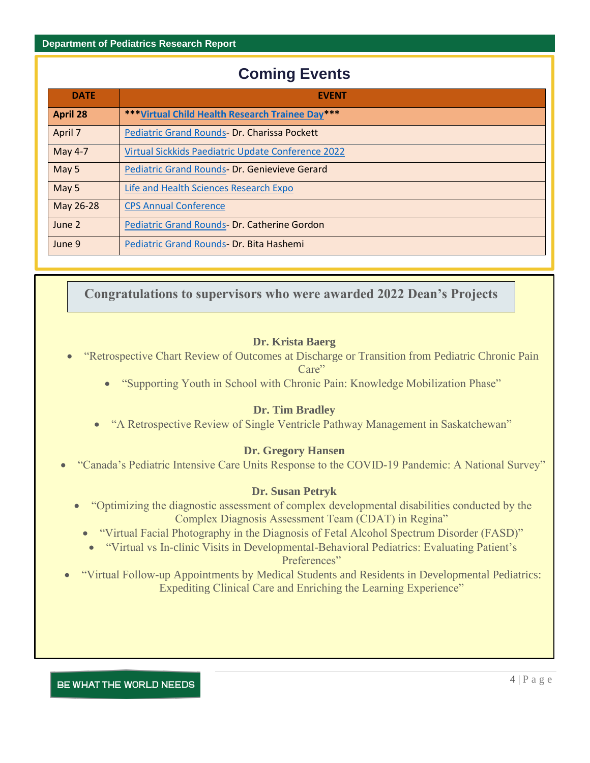## Coming Events

| DATE | EVENT |
|---|---|
| **April 28** | ***\*\*\*Virtual Child Health Research Trainee Day\*\*\**** |
| April 7 | Pediatric Grand Rounds- Dr. Charissa Pockett |
| May 4-7 | Virtual Sickkids Paediatric Update Conference 2022 |
| May 5 | Pediatric Grand Rounds- Dr. Genievieve Gerard |
| May 5 | Life and Health Sciences Research Expo |
| May 26-28 | CPS Annual Conference |
| June 2 | Pediatric Grand Rounds- Dr. Catherine Gordon |
| June 9 | Pediatric Grand Rounds- Dr. Bita Hashemi |

## Congratulations to supervisors who were awarded 2022 Dean's Projects

**Dr. Krista Baerg**

- "Retrospective Chart Review of Outcomes at Discharge or Transition from Pediatric Chronic Pain Care"
- "Supporting Youth in School with Chronic Pain: Knowledge Mobilization Phase"

**Dr. Tim Bradley**

- "A Retrospective Review of Single Ventricle Pathway Management in Saskatchewan"

**Dr. Gregory Hansen**

- "Canada's Pediatric Intensive Care Units Response to the COVID-19 Pandemic: A National Survey"

**Dr. Susan Petryk**

- "Optimizing the diagnostic assessment of complex developmental disabilities conducted by the Complex Diagnosis Assessment Team (CDAT) in Regina"
- "Virtual Facial Photography in the Diagnosis of Fetal Alcohol Spectrum Disorder (FASD)"
- "Virtual vs In-clinic Visits in Developmental-Behavioral Pediatrics: Evaluating Patient's Preferences"
- "Virtual Follow-up Appointments by Medical Students and Residents in Developmental Pediatrics: Expediting Clinical Care and Enriching the Learning Experience"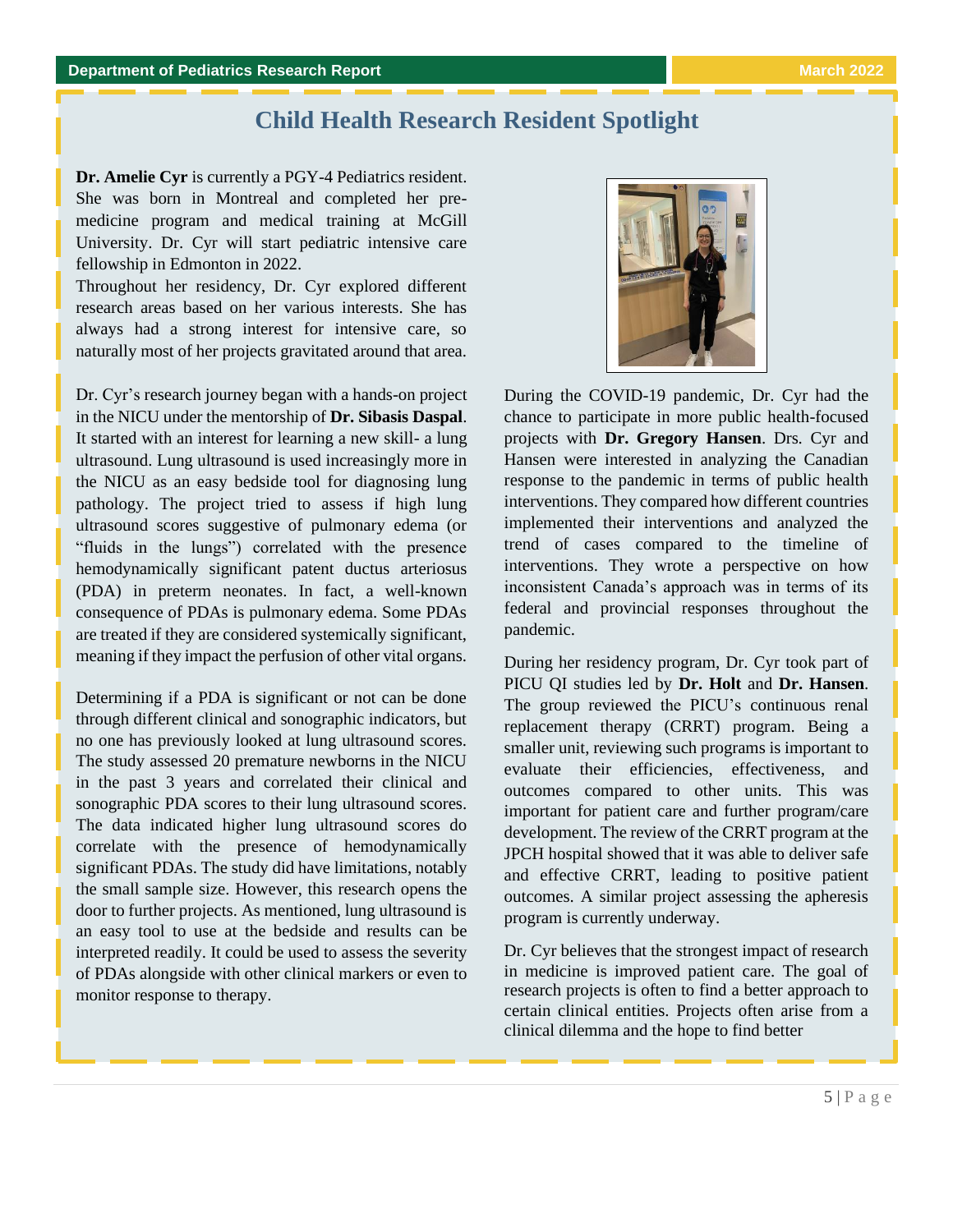# Child Health Research Resident Spotlight

**Dr. Amelie Cyr** is currently a PGY-4 Pediatrics resident. She was born in Montreal and completed her pre-medicine program and medical training at McGill University. Dr. Cyr will start pediatric intensive care fellowship in Edmonton in 2022.

Throughout her residency, Dr. Cyr explored different research areas based on her various interests. She has always had a strong interest for intensive care, so naturally most of her projects gravitated around that area.

Dr. Cyr's research journey began with a hands-on project in the NICU under the mentorship of **Dr. Sibasis Daspal**. It started with an interest for learning a new skill- a lung ultrasound. Lung ultrasound is used increasingly more in the NICU as an easy bedside tool for diagnosing lung pathology. The project tried to assess if high lung ultrasound scores suggestive of pulmonary edema (or "fluids in the lungs") correlated with the presence hemodynamically significant patent ductus arteriosus (PDA) in preterm neonates. In fact, a well-known consequence of PDAs is pulmonary edema. Some PDAs are treated if they are considered systemically significant, meaning if they impact the perfusion of other vital organs.

Determining if a PDA is significant or not can be done through different clinical and sonographic indicators, but no one has previously looked at lung ultrasound scores. The study assessed 20 premature newborns in the NICU in the past 3 years and correlated their clinical and sonographic PDA scores to their lung ultrasound scores. The data indicated higher lung ultrasound scores do correlate with the presence of hemodynamically significant PDAs. The study did have limitations, notably the small sample size. However, this research opens the door to further projects. As mentioned, lung ultrasound is an easy tool to use at the bedside and results can be interpreted readily. It could be used to assess the severity of PDAs alongside with other clinical markers or even to monitor response to therapy.

During the COVID-19 pandemic, Dr. Cyr had the chance to participate in more public health-focused projects with **Dr. Gregory Hansen**. Drs. Cyr and Hansen were interested in analyzing the Canadian response to the pandemic in terms of public health interventions. They compared how different countries implemented their interventions and analyzed the trend of cases compared to the timeline of interventions. They wrote a perspective on how inconsistent Canada's approach was in terms of its federal and provincial responses throughout the pandemic.

During her residency program, Dr. Cyr took part of PICU QI studies led by **Dr. Holt** and **Dr. Hansen**. The group reviewed the PICU's continuous renal replacement therapy (CRRT) program. Being a smaller unit, reviewing such programs is important to evaluate their efficiencies, effectiveness, and outcomes compared to other units. This was important for patient care and further program/care development. The review of the CRRT program at the JPCH hospital showed that it was able to deliver safe and effective CRRT, leading to positive patient outcomes. A similar project assessing the apheresis program is currently underway.

Dr. Cyr believes that the strongest impact of research in medicine is improved patient care. The goal of research projects is often to find a better approach to certain clinical entities. Projects often arise from a clinical dilemma and the hope to find better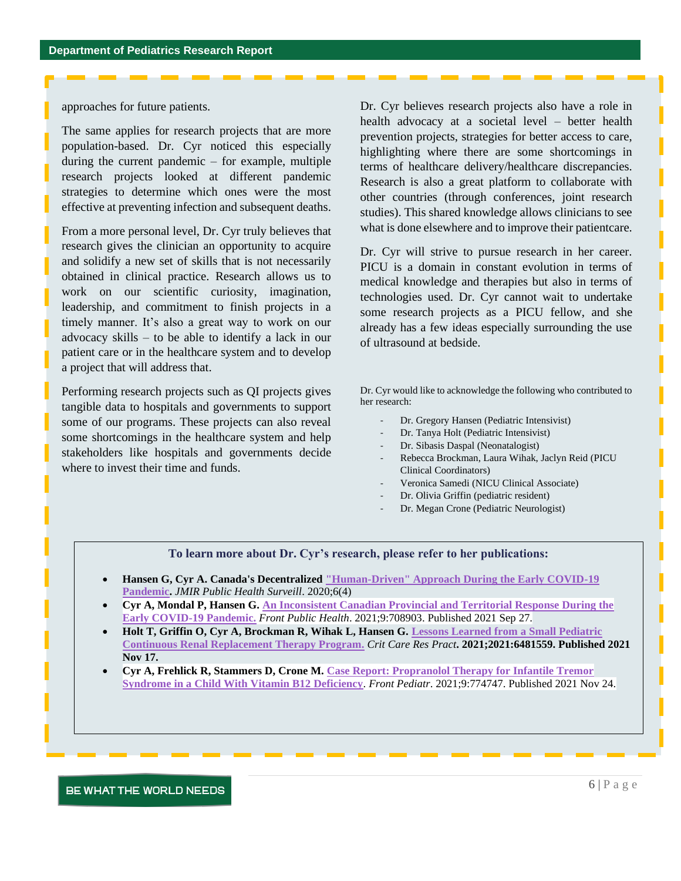approaches for future patients.

The same applies for research projects that are more population-based. Dr. Cyr noticed this especially during the current pandemic – for example, multiple research projects looked at different pandemic strategies to determine which ones were the most effective at preventing infection and subsequent deaths.

From a more personal level, Dr. Cyr truly believes that research gives the clinician an opportunity to acquire and solidify a new set of skills that is not necessarily obtained in clinical practice. Research allows us to work on our scientific curiosity, imagination, leadership, and commitment to finish projects in a timely manner. It's also a great way to work on our advocacy skills – to be able to identify a lack in our patient care or in the healthcare system and to develop a project that will address that.

Performing research projects such as QI projects gives tangible data to hospitals and governments to support some of our programs. These projects can also reveal some shortcomings in the healthcare system and help stakeholders like hospitals and governments decide where to invest their time and funds.

Dr. Cyr believes research projects also have a role in health advocacy at a societal level – better health prevention projects, strategies for better access to care, highlighting where there are some shortcomings in terms of healthcare delivery/healthcare discrepancies. Research is also a great platform to collaborate with other countries (through conferences, joint research studies). This shared knowledge allows clinicians to see what is done elsewhere and to improve their patientcare.

Dr. Cyr will strive to pursue research in her career. PICU is a domain in constant evolution in terms of medical knowledge and therapies but also in terms of technologies used. Dr. Cyr cannot wait to undertake some research projects as a PICU fellow, and she already has a few ideas especially surrounding the use of ultrasound at bedside.

Dr. Cyr would like to acknowledge the following who contributed to her research:

- Dr. Gregory Hansen (Pediatric Intensivist)
- Dr. Tanya Holt (Pediatric Intensivist)
- Dr. Sibasis Daspal (Neonatalogist)
- Rebecca Brockman, Laura Wihak, Jaclyn Reid (PICU Clinical Coordinators)
- Veronica Samedi (NICU Clinical Associate)
- Dr. Olivia Griffin (pediatric resident)
- Dr. Megan Crone (Pediatric Neurologist)

**To learn more about Dr. Cyr's research, please refer to her publications:**

- **Hansen G, Cyr A. Canada's Decentralized "Human-Driven" Approach During the Early COVID-19 Pandemic.** *JMIR Public Health Surveill*. 2020;6(4)
- **Cyr A, Mondal P, Hansen G. An Inconsistent Canadian Provincial and Territorial Response During the Early COVID-19 Pandemic.** *Front Public Health*. 2021;9:708903. Published 2021 Sep 27.
- **Holt T, Griffin O, Cyr A, Brockman R, Wihak L, Hansen G. Lessons Learned from a Small Pediatric Continuous Renal Replacement Therapy Program.** *Crit Care Res Pract***. 2021;2021:6481559. Published 2021 Nov 17.**
- **Cyr A, Frehlick R, Stammers D, Crone M. Case Report: Propranolol Therapy for Infantile Tremor Syndrome in a Child With Vitamin B12 Deficiency**. *Front Pediatr*. 2021;9:774747. Published 2021 Nov 24.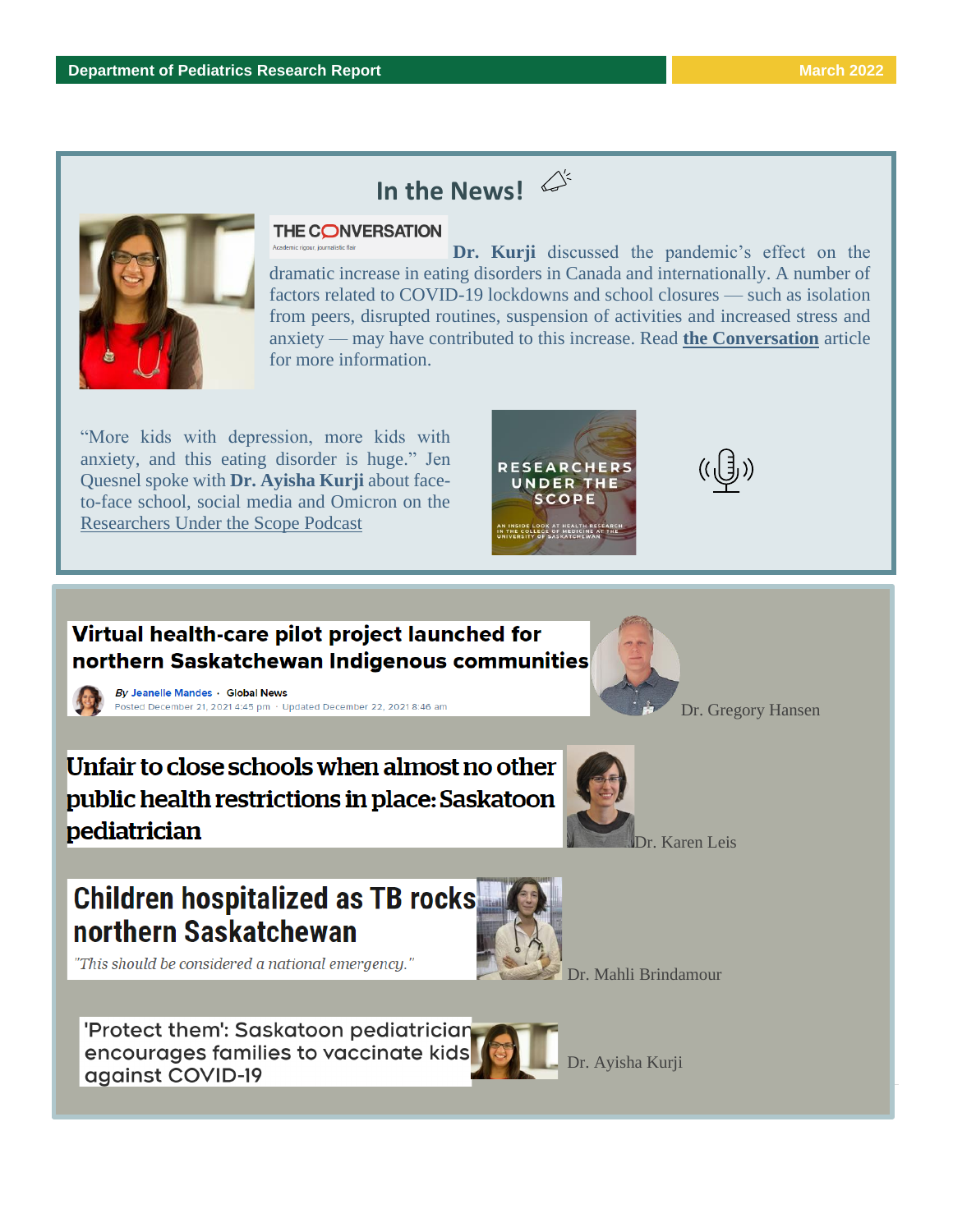## In the News!

THE CONVERSATION

Academic rigour, journalistic flair

**Dr. Kurji** discussed the pandemic's effect on the dramatic increase in eating disorders in Canada and internationally. A number of factors related to COVID-19 lockdowns and school closures — such as isolation from peers, disrupted routines, suspension of activities and increased stress and anxiety — may have contributed to this increase. Read **the Conversation** article for more information.

"More kids with depression, more kids with anxiety, and this eating disorder is huge." Jen Quesnel spoke with **Dr. Ayisha Kurji** about face-to-face school, social media and Omicron on the Researchers Under the Scope Podcast

RESEARCHERS UNDER THE SCOPE

AN INSIDE LOOK AT HEALTH RESEARCH IN THE COLLEGE OF MEDICINE AT THE UNIVERSITY OF SASKATCHEWAN

**Virtual health-care pilot project launched for northern Saskatchewan Indigenous communities**

By Jeanelle Mandes · Global News
Posted December 21, 2021 4:45 pm · Updated December 22, 2021 8:46 am

Dr. Gregory Hansen

**Unfair to close schools when almost no other public health restrictions in place: Saskatoon pediatrician**

Dr. Karen Leis

**Children hospitalized as TB rocks northern Saskatchewan**

*"This should be considered a national emergency."*

Dr. Mahli Brindamour

**'Protect them': Saskatoon pediatrician encourages families to vaccinate kids against COVID-19**

Dr. Ayisha Kurji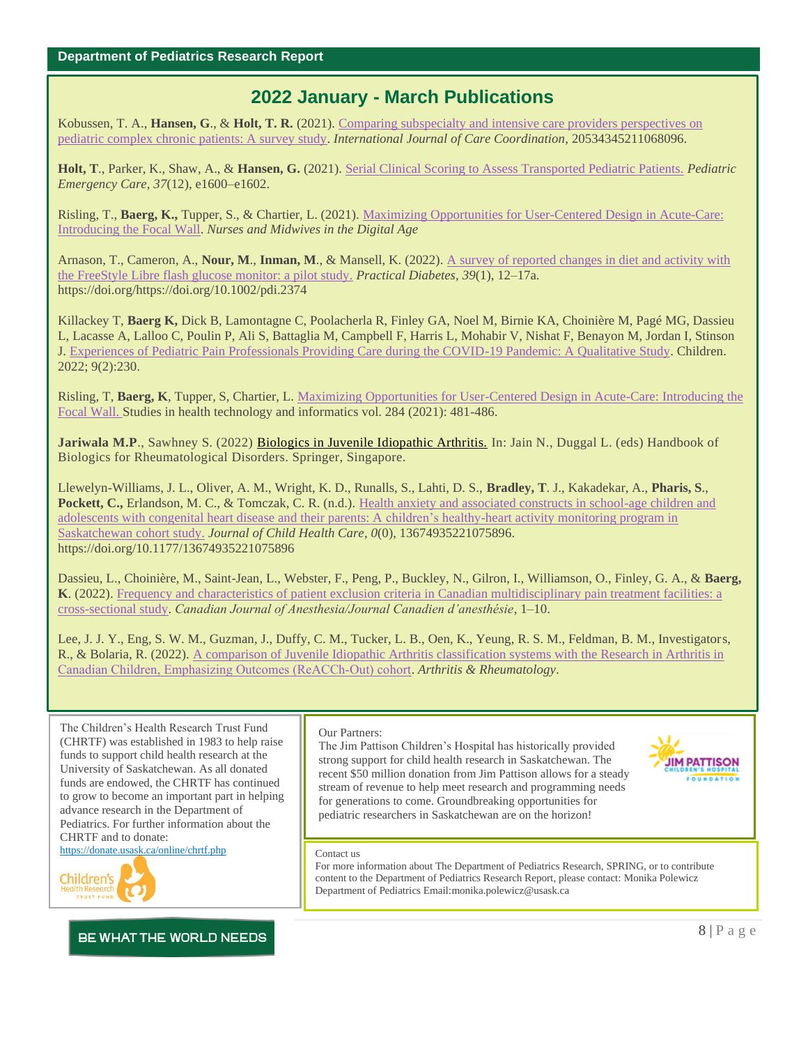## 2022 January - March Publications

Kobussen, T. A., **Hansen, G**., & **Holt, T. R.** (2021). Comparing subspecialty and intensive care providers perspectives on pediatric complex chronic patients: A survey study. *International Journal of Care Coordination*, 20534345211068096.

**Holt, T**., Parker, K., Shaw, A., & **Hansen, G.** (2021). Serial Clinical Scoring to Assess Transported Pediatric Patients. *Pediatric Emergency Care*, *37*(12), e1600–e1602.

Risling, T., **Baerg, K.,** Tupper, S., & Chartier, L. (2021). Maximizing Opportunities for User-Centered Design in Acute-Care: Introducing the Focal Wall. *Nurses and Midwives in the Digital Age*

Arnason, T., Cameron, A., **Nour, M**., **Inman, M**., & Mansell, K. (2022). A survey of reported changes in diet and activity with the FreeStyle Libre flash glucose monitor: a pilot study. *Practical Diabetes*, *39*(1), 12–17a. https://doi.org/https://doi.org/10.1002/pdi.2374

Killackey T, **Baerg K,** Dick B, Lamontagne C, Poolacherla R, Finley GA, Noel M, Birnie KA, Choinière M, Pagé MG, Dassieu L, Lacasse A, Lalloo C, Poulin P, Ali S, Battaglia M, Campbell F, Harris L, Mohabir V, Nishat F, Benayon M, Jordan I, Stinson J. Experiences of Pediatric Pain Professionals Providing Care during the COVID-19 Pandemic: A Qualitative Study. Children. 2022; 9(2):230.

Risling, T, **Baerg, K**, Tupper, S, Chartier, L. Maximizing Opportunities for User-Centered Design in Acute-Care: Introducing the Focal Wall. Studies in health technology and informatics vol. 284 (2021): 481-486.

**Jariwala M.P**., Sawhney S. (2022) Biologics in Juvenile Idiopathic Arthritis. In: Jain N., Duggal L. (eds) Handbook of Biologics for Rheumatological Disorders. Springer, Singapore.

Llewelyn-Williams, J. L., Oliver, A. M., Wright, K. D., Runalls, S., Lahti, D. S., **Bradley, T**. J., Kakadekar, A., **Pharis, S**., **Pockett, C.,** Erlandson, M. C., & Tomczak, C. R. (n.d.). Health anxiety and associated constructs in school-age children and adolescents with congenital heart disease and their parents: A children's healthy-heart activity monitoring program in Saskatchewan cohort study. *Journal of Child Health Care*, *0*(0), 13674935221075896. https://doi.org/10.1177/13674935221075896

Dassieu, L., Choinière, M., Saint-Jean, L., Webster, F., Peng, P., Buckley, N., Gilron, I., Williamson, O., Finley, G. A., & **Baerg, K**. (2022). Frequency and characteristics of patient exclusion criteria in Canadian multidisciplinary pain treatment facilities: a cross-sectional study. *Canadian Journal of Anesthesia/Journal Canadien d'anesthésie*, 1–10.

Lee, J. J. Y., Eng, S. W. M., Guzman, J., Duffy, C. M., Tucker, L. B., Oen, K., Yeung, R. S. M., Feldman, B. M., Investigators, R., & Bolaria, R. (2022). A comparison of Juvenile Idiopathic Arthritis classification systems with the Research in Arthritis in Canadian Children, Emphasizing Outcomes (ReACCh-Out) cohort. *Arthritis & Rheumatology*.

The Children's Health Research Trust Fund (CHRTF) was established in 1983 to help raise funds to support child health research at the University of Saskatchewan. As all donated funds are endowed, the CHRTF has continued to grow to become an important part in helping advance research in the Department of Pediatrics. For further information about the CHRTF and to donate: https://donate.usask.ca/online/chrtf.php

Our Partners:
The Jim Pattison Children's Hospital has historically provided strong support for child health research in Saskatchewan. The recent $50 million donation from Jim Pattison allows for a steady stream of revenue to help meet research and programming needs for generations to come. Groundbreaking opportunities for pediatric researchers in Saskatchewan are on the horizon!

Contact us
For more information about The Department of Pediatrics Research, SPRING, or to contribute content to the Department of Pediatrics Research Report, please contact: Monika Polewicz Department of Pediatrics Email:monika.polewicz@usask.ca